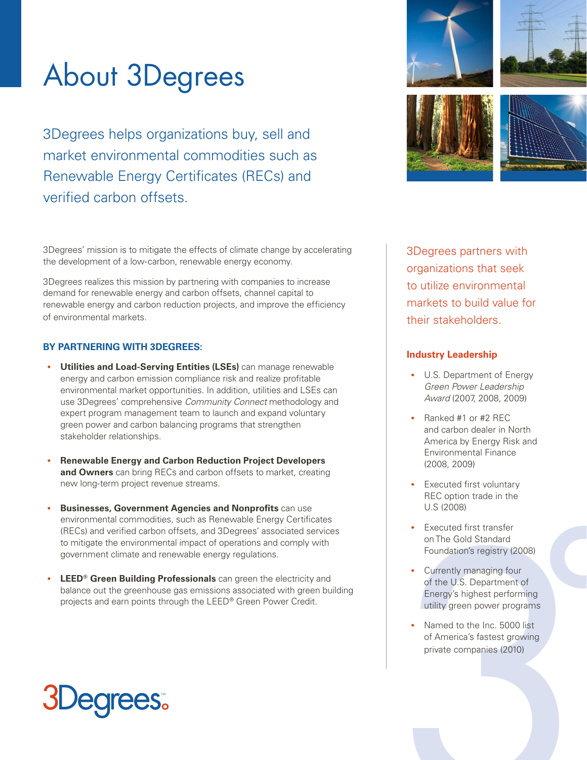# About 3Degrees

3Degrees helps organizations buy, sell and market environmental commodities such as Renewable Energy Certificates (RECs) and verified carbon offsets.

3Degrees' mission is to mitigate the effects of climate change by accelerating the development of a low-carbon, renewable energy economy.

3Degrees realizes this mission by partnering with companies to increase demand for renewable energy and carbon offsets, channel capital to renewable energy and carbon reduction projects, and improve the efficiency of environmental markets.

### BY PARTNERING WITH 3DEGREES:

- **Utilities and Load-Serving Entities (LSEs)** can manage renewable energy and carbon emission compliance risk and realize profitable environmental market opportunities. In addition, utilities and LSEs can use 3Degrees' comprehensive *Community Connect* methodology and expert program management team to launch and expand voluntary green power and carbon balancing programs that strengthen stakeholder relationships.
- **Renewable Energy and Carbon Reduction Project Developers and Owners** can bring RECs and carbon offsets to market, creating new long-term project revenue streams.
- **Businesses, Government Agencies and Nonprofits** can use environmental commodities, such as Renewable Energy Certificates (RECs) and verified carbon offsets, and 3Degrees' associated services to mitigate the environmental impact of operations and comply with government climate and renewable energy regulations.
- **LEED® Green Building Professionals** can green the electricity and balance out the greenhouse gas emissions associated with green building projects and earn points through the LEED® Green Power Credit.

3Degrees partners with organizations that seek to utilize environmental markets to build value for their stakeholders.

### Industry Leadership

- U.S. Department of Energy *Green Power Leadership Award* (2007, 2008, 2009)
- Ranked #1 or #2 REC and carbon dealer in North America by Energy Risk and Environmental Finance (2008, 2009)
- Executed first voluntary REC option trade in the U.S (2008)
- Executed first transfer on The Gold Standard Foundation's registry (2008)
- Currently managing four of the U.S. Department of Energy's highest performing utility green power programs
- Named to the Inc. 5000 list of America's fastest growing private companies (2010)

3Degrees™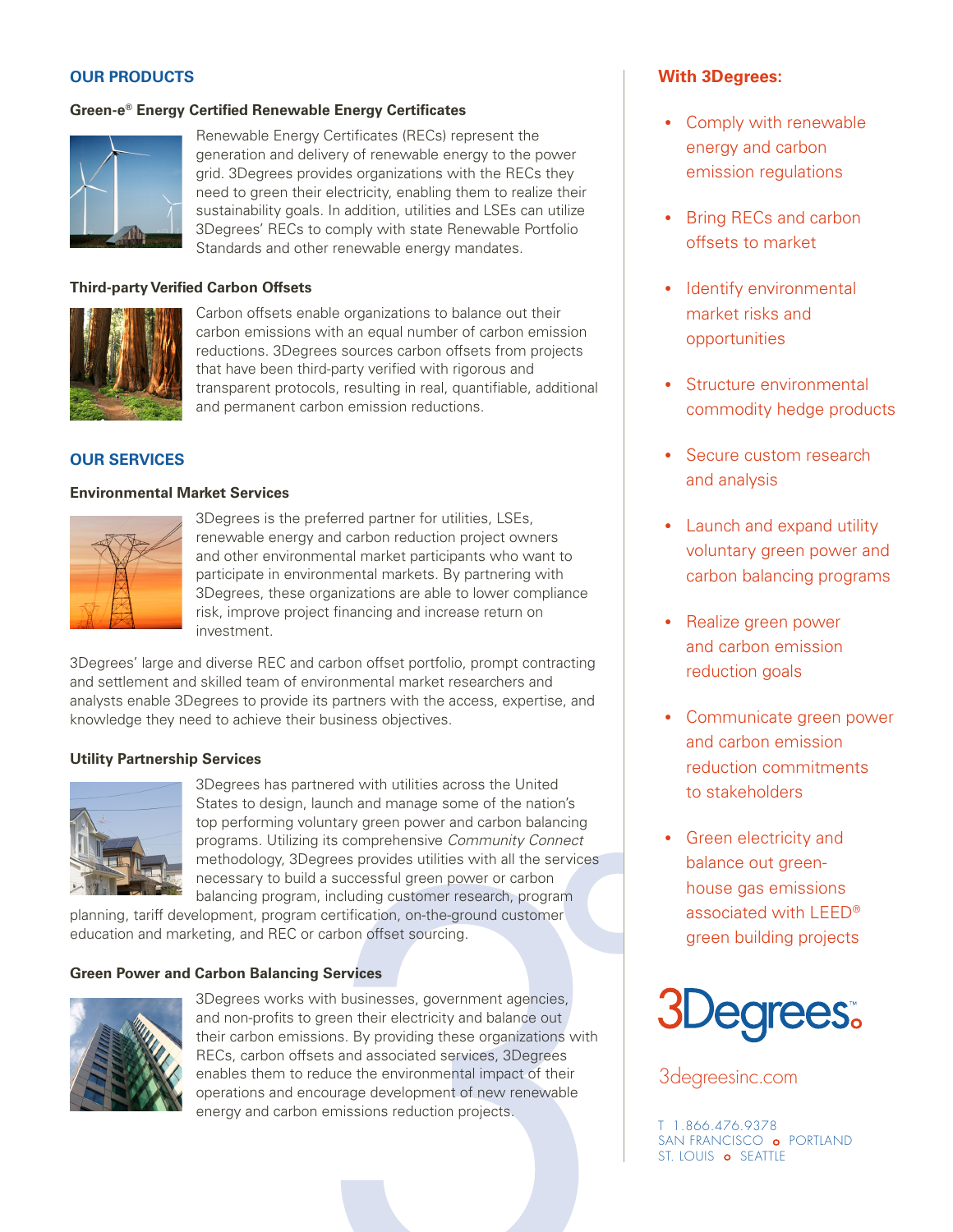## OUR PRODUCTS

### Green-e® Energy Certified Renewable Energy Certificates

Renewable Energy Certificates (RECs) represent the generation and delivery of renewable energy to the power grid. 3Degrees provides organizations with the RECs they need to green their electricity, enabling them to realize their sustainability goals. In addition, utilities and LSEs can utilize 3Degrees' RECs to comply with state Renewable Portfolio Standards and other renewable energy mandates.

### Third-party Verified Carbon Offsets

Carbon offsets enable organizations to balance out their carbon emissions with an equal number of carbon emission reductions. 3Degrees sources carbon offsets from projects that have been third-party verified with rigorous and transparent protocols, resulting in real, quantifiable, additional and permanent carbon emission reductions.

## OUR SERVICES

### Environmental Market Services

3Degrees is the preferred partner for utilities, LSEs, renewable energy and carbon reduction project owners and other environmental market participants who want to participate in environmental markets. By partnering with 3Degrees, these organizations are able to lower compliance risk, improve project financing and increase return on investment.

3Degrees' large and diverse REC and carbon offset portfolio, prompt contracting and settlement and skilled team of environmental market researchers and analysts enable 3Degrees to provide its partners with the access, expertise, and knowledge they need to achieve their business objectives.

### Utility Partnership Services

3Degrees has partnered with utilities across the United States to design, launch and manage some of the nation's top performing voluntary green power and carbon balancing programs. Utilizing its comprehensive *Community Connect* methodology, 3Degrees provides utilities with all the services necessary to build a successful green power or carbon balancing program, including customer research, program planning, tariff development, program certification, on-the-ground customer education and marketing, and REC or carbon offset sourcing.

### Green Power and Carbon Balancing Services

3Degrees works with businesses, government agencies, and non-profits to green their electricity and balance out their carbon emissions. By providing these organizations with RECs, carbon offsets and associated services, 3Degrees enables them to reduce the environmental impact of their operations and encourage development of new renewable energy and carbon emissions reduction projects.

## With 3Degrees:

- Comply with renewable energy and carbon emission regulations
- Bring RECs and carbon offsets to market
- Identify environmental market risks and opportunities
- Structure environmental commodity hedge products
- Secure custom research and analysis
- Launch and expand utility voluntary green power and carbon balancing programs
- Realize green power and carbon emission reduction goals
- Communicate green power and carbon emission reduction commitments to stakeholders
- Green electricity and balance out green-house gas emissions associated with LEED® green building projects

3Degrees™

3degreesinc.com

T 1.866.476.9378
SAN FRANCISCO • PORTLAND
ST. LOUIS • SEATTLE